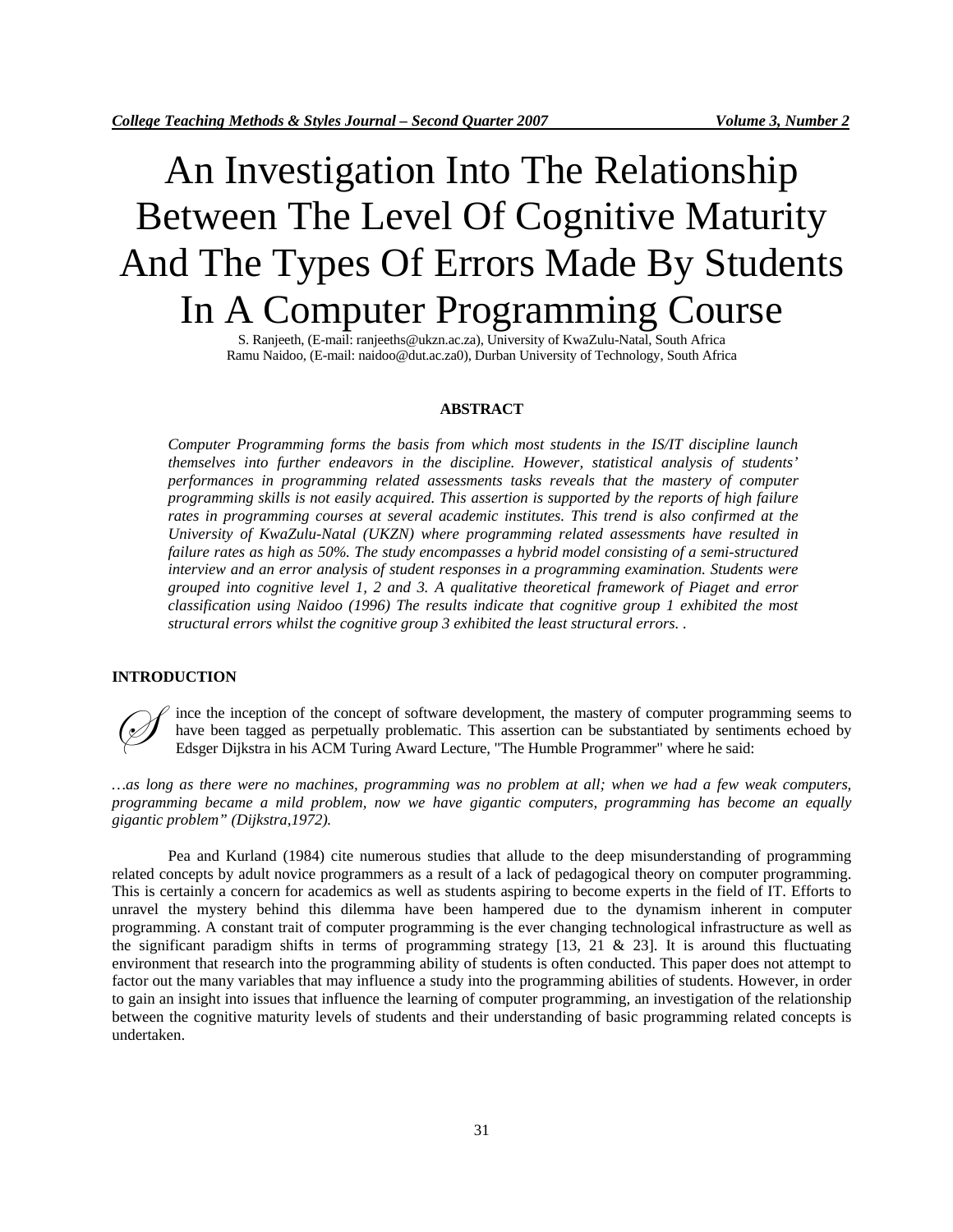# An Investigation Into The Relationship Between The Level Of Cognitive Maturity And The Types Of Errors Made By Students In A Computer Programming Course

S. Ranjeeth, (E-mail: ranjeeths@ukzn.ac.za), University of KwaZulu-Natal, South Africa
Ramu Naidoo, (E-mail: naidoo@dut.ac.za0), Durban University of Technology, South Africa

## ABSTRACT

*Computer Programming forms the basis from which most students in the IS/IT discipline launch themselves into further endeavors in the discipline. However, statistical analysis of students' performances in programming related assessments tasks reveals that the mastery of computer programming skills is not easily acquired. This assertion is supported by the reports of high failure rates in programming courses at several academic institutes. This trend is also confirmed at the University of KwaZulu-Natal (UKZN) where programming related assessments have resulted in failure rates as high as 50%. The study encompasses a hybrid model consisting of a semi-structured interview and an error analysis of student responses in a programming examination. Students were grouped into cognitive level 1, 2 and 3. A qualitative theoretical framework of Piaget and error classification using Naidoo (1996) The results indicate that cognitive group 1 exhibited the most structural errors whilst the cognitive group 3 exhibited the least structural errors. .*

## INTRODUCTION

Since the inception of the concept of software development, the mastery of computer programming seems to have been tagged as perpetually problematic. This assertion can be substantiated by sentiments echoed by Edsger Dijkstra in his ACM Turing Award Lecture, "The Humble Programmer" where he said:

*…as long as there were no machines, programming was no problem at all; when we had a few weak computers, programming became a mild problem, now we have gigantic computers, programming has become an equally gigantic problem" (Dijkstra,1972).*

Pea and Kurland (1984) cite numerous studies that allude to the deep misunderstanding of programming related concepts by adult novice programmers as a result of a lack of pedagogical theory on computer programming. This is certainly a concern for academics as well as students aspiring to become experts in the field of IT. Efforts to unravel the mystery behind this dilemma have been hampered due to the dynamism inherent in computer programming. A constant trait of computer programming is the ever changing technological infrastructure as well as the significant paradigm shifts in terms of programming strategy [13, 21 & 23]. It is around this fluctuating environment that research into the programming ability of students is often conducted. This paper does not attempt to factor out the many variables that may influence a study into the programming abilities of students. However, in order to gain an insight into issues that influence the learning of computer programming, an investigation of the relationship between the cognitive maturity levels of students and their understanding of basic programming related concepts is undertaken.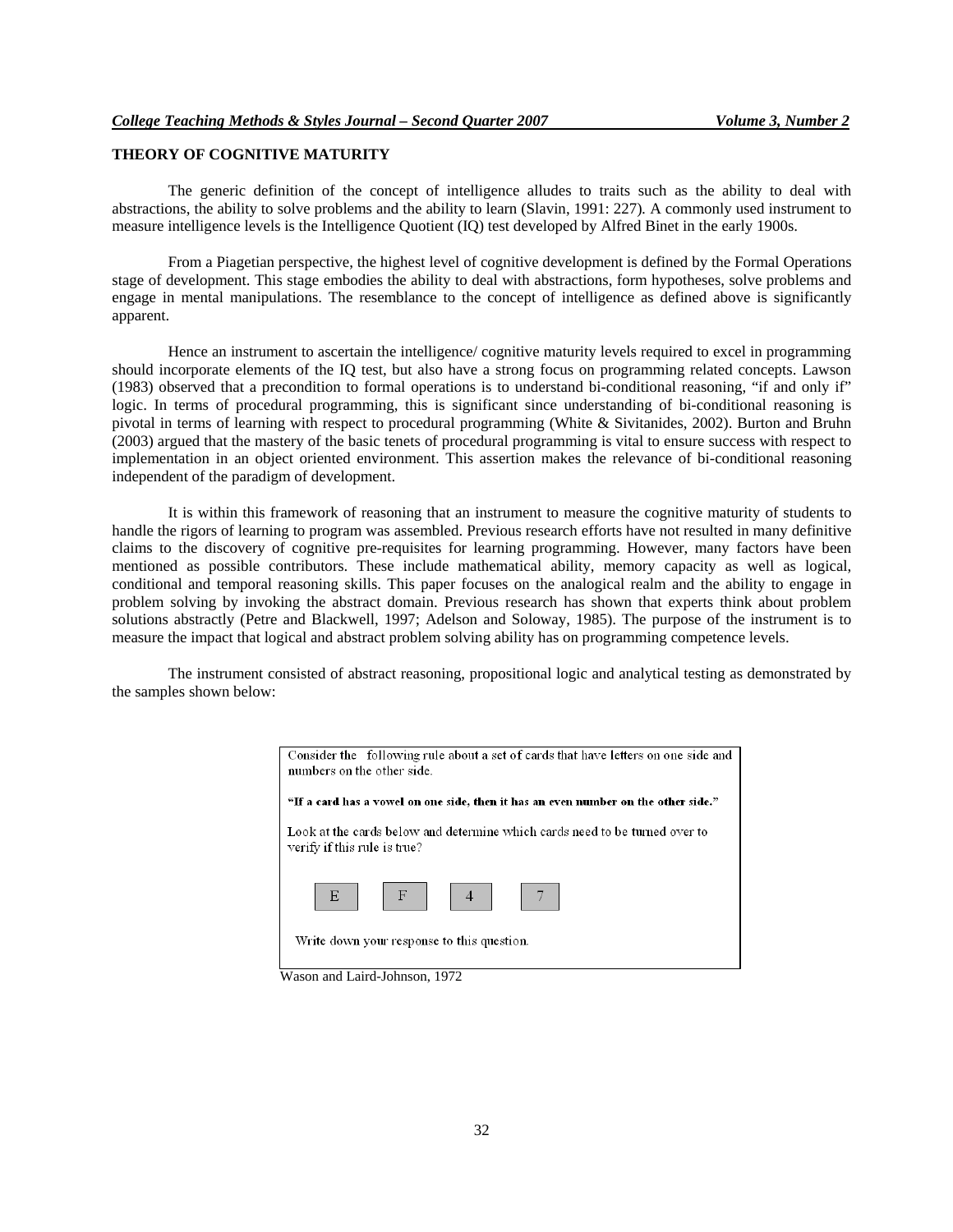## THEORY OF COGNITIVE MATURITY

The generic definition of the concept of intelligence alludes to traits such as the ability to deal with abstractions, the ability to solve problems and the ability to learn (Slavin, 1991: 227). A commonly used instrument to measure intelligence levels is the Intelligence Quotient (IQ) test developed by Alfred Binet in the early 1900s.

From a Piagetian perspective, the highest level of cognitive development is defined by the Formal Operations stage of development. This stage embodies the ability to deal with abstractions, form hypotheses, solve problems and engage in mental manipulations. The resemblance to the concept of intelligence as defined above is significantly apparent.

Hence an instrument to ascertain the intelligence/ cognitive maturity levels required to excel in programming should incorporate elements of the IQ test, but also have a strong focus on programming related concepts. Lawson (1983) observed that a precondition to formal operations is to understand bi-conditional reasoning, "if and only if" logic. In terms of procedural programming, this is significant since understanding of bi-conditional reasoning is pivotal in terms of learning with respect to procedural programming (White & Sivitanides, 2002). Burton and Bruhn (2003) argued that the mastery of the basic tenets of procedural programming is vital to ensure success with respect to implementation in an object oriented environment. This assertion makes the relevance of bi-conditional reasoning independent of the paradigm of development.

It is within this framework of reasoning that an instrument to measure the cognitive maturity of students to handle the rigors of learning to program was assembled. Previous research efforts have not resulted in many definitive claims to the discovery of cognitive pre-requisites for learning programming. However, many factors have been mentioned as possible contributors. These include mathematical ability, memory capacity as well as logical, conditional and temporal reasoning skills. This paper focuses on the analogical realm and the ability to engage in problem solving by invoking the abstract domain. Previous research has shown that experts think about problem solutions abstractly (Petre and Blackwell, 1997; Adelson and Soloway, 1985). The purpose of the instrument is to measure the impact that logical and abstract problem solving ability has on programming competence levels.

The instrument consisted of abstract reasoning, propositional logic and analytical testing as demonstrated by the samples shown below:

> Consider the following rule about a set of cards that have letters on one side and numbers on the other side.
>
> **"If a card has a vowel on one side, then it has an even number on the other side."**
>
> Look at the cards below and determine which cards need to be turned over to verify if this rule is true?
>
> | E | F | 4 | 7 |
>
> Write down your response to this question.

Wason and Laird-Johnson, 1972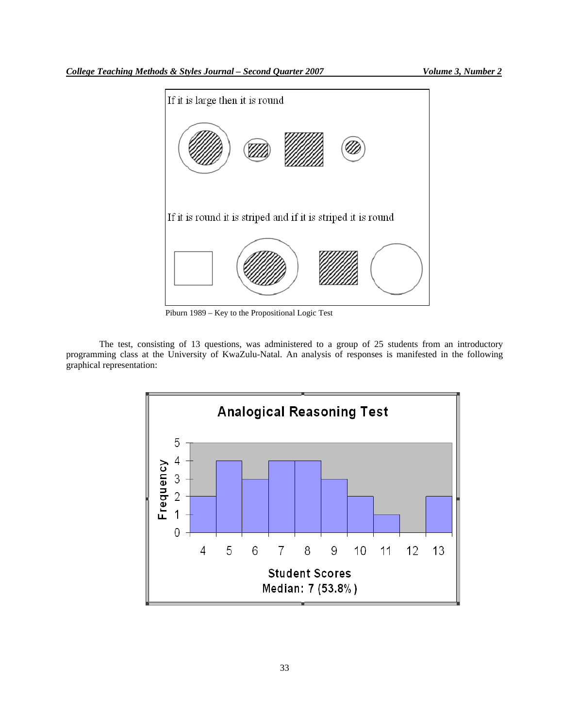If it is large then it is round

If it is round it is striped and if it is striped it is round

Piburn 1989 – Key to the Propositional Logic Test

The test, consisting of 13 questions, was administered to a group of 25 students from an introductory programming class at the University of KwaZulu-Natal. An analysis of responses is manifested in the following graphical representation:

Analogical Reasoning Test

Frequency

Student Scores
Median: 7 (53.8%)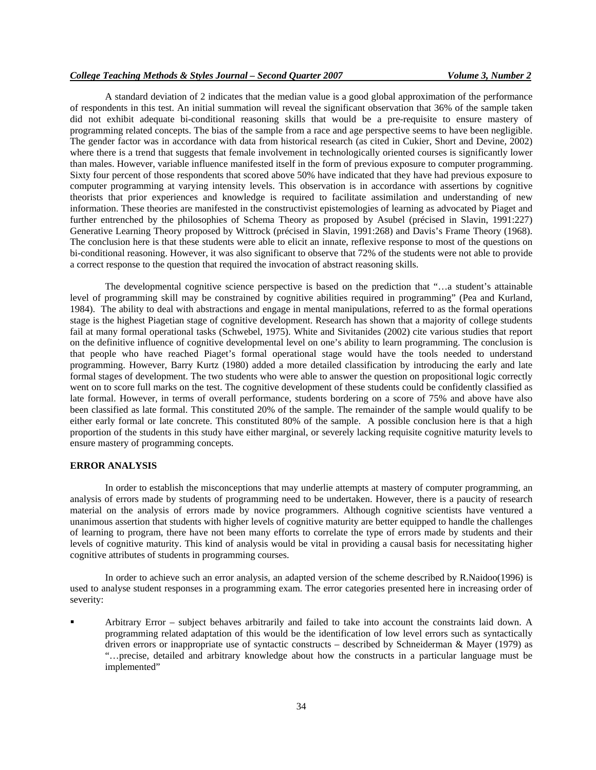A standard deviation of 2 indicates that the median value is a good global approximation of the performance of respondents in this test. An initial summation will reveal the significant observation that 36% of the sample taken did not exhibit adequate bi-conditional reasoning skills that would be a pre-requisite to ensure mastery of programming related concepts. The bias of the sample from a race and age perspective seems to have been negligible. The gender factor was in accordance with data from historical research (as cited in Cukier, Short and Devine, 2002) where there is a trend that suggests that female involvement in technologically oriented courses is significantly lower than males. However, variable influence manifested itself in the form of previous exposure to computer programming. Sixty four percent of those respondents that scored above 50% have indicated that they have had previous exposure to computer programming at varying intensity levels. This observation is in accordance with assertions by cognitive theorists that prior experiences and knowledge is required to facilitate assimilation and understanding of new information. These theories are manifested in the constructivist epistemologies of learning as advocated by Piaget and further entrenched by the philosophies of Schema Theory as proposed by Asubel (précised in Slavin, 1991:227) Generative Learning Theory proposed by Wittrock (précised in Slavin, 1991:268) and Davis's Frame Theory (1968). The conclusion here is that these students were able to elicit an innate, reflexive response to most of the questions on bi-conditional reasoning. However, it was also significant to observe that 72% of the students were not able to provide a correct response to the question that required the invocation of abstract reasoning skills.

The developmental cognitive science perspective is based on the prediction that "…a student's attainable level of programming skill may be constrained by cognitive abilities required in programming" (Pea and Kurland, 1984). The ability to deal with abstractions and engage in mental manipulations, referred to as the formal operations stage is the highest Piagetian stage of cognitive development. Research has shown that a majority of college students fail at many formal operational tasks (Schwebel, 1975). White and Sivitanides (2002) cite various studies that report on the definitive influence of cognitive developmental level on one's ability to learn programming. The conclusion is that people who have reached Piaget's formal operational stage would have the tools needed to understand programming. However, Barry Kurtz (1980) added a more detailed classification by introducing the early and late formal stages of development. The two students who were able to answer the question on propositional logic correctly went on to score full marks on the test. The cognitive development of these students could be confidently classified as late formal. However, in terms of overall performance, students bordering on a score of 75% and above have also been classified as late formal. This constituted 20% of the sample. The remainder of the sample would qualify to be either early formal or late concrete. This constituted 80% of the sample. A possible conclusion here is that a high proportion of the students in this study have either marginal, or severely lacking requisite cognitive maturity levels to ensure mastery of programming concepts.

## ERROR ANALYSIS

In order to establish the misconceptions that may underlie attempts at mastery of computer programming, an analysis of errors made by students of programming need to be undertaken. However, there is a paucity of research material on the analysis of errors made by novice programmers. Although cognitive scientists have ventured a unanimous assertion that students with higher levels of cognitive maturity are better equipped to handle the challenges of learning to program, there have not been many efforts to correlate the type of errors made by students and their levels of cognitive maturity. This kind of analysis would be vital in providing a causal basis for necessitating higher cognitive attributes of students in programming courses.

In order to achieve such an error analysis, an adapted version of the scheme described by R.Naidoo(1996) is used to analyse student responses in a programming exam. The error categories presented here in increasing order of severity:

- Arbitrary Error – subject behaves arbitrarily and failed to take into account the constraints laid down. A programming related adaptation of this would be the identification of low level errors such as syntactically driven errors or inappropriate use of syntactic constructs – described by Schneiderman & Mayer (1979) as "…precise, detailed and arbitrary knowledge about how the constructs in a particular language must be implemented"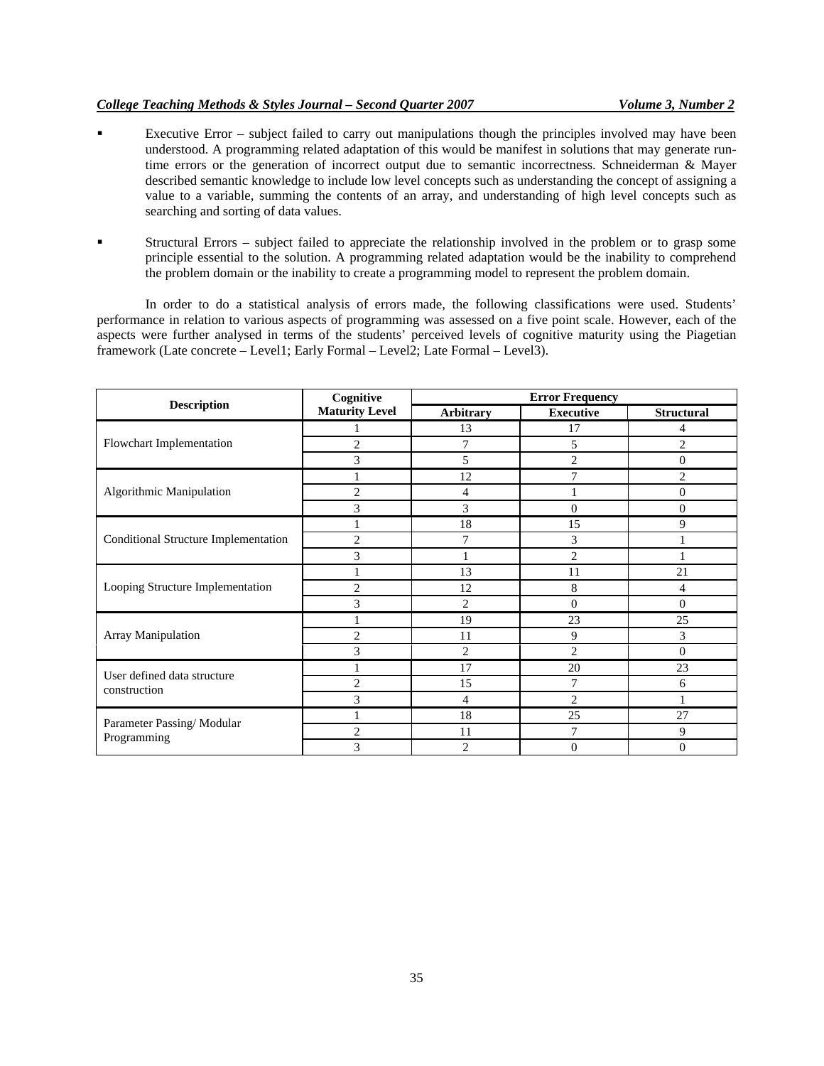- Executive Error – subject failed to carry out manipulations though the principles involved may have been understood. A programming related adaptation of this would be manifest in solutions that may generate run-time errors or the generation of incorrect output due to semantic incorrectness. Schneiderman & Mayer described semantic knowledge to include low level concepts such as understanding the concept of assigning a value to a variable, summing the contents of an array, and understanding of high level concepts such as searching and sorting of data values.

- Structural Errors – subject failed to appreciate the relationship involved in the problem or to grasp some principle essential to the solution. A programming related adaptation would be the inability to comprehend the problem domain or the inability to create a programming model to represent the problem domain.

In order to do a statistical analysis of errors made, the following classifications were used. Students' performance in relation to various aspects of programming was assessed on a five point scale. However, each of the aspects were further analysed in terms of the students' perceived levels of cognitive maturity using the Piagetian framework (Late concrete – Level1; Early Formal – Level2; Late Formal – Level3).

| Description | Cognitive Maturity Level | Error Frequency | | |
|---|---|---|---|---|
| | | Arbitrary | Executive | Structural |
| Flowchart Implementation | 1 | 13 | 17 | 4 |
| | 2 | 7 | 5 | 2 |
| | 3 | 5 | 2 | 0 |
| Algorithmic Manipulation | 1 | 12 | 7 | 2 |
| | 2 | 4 | 1 | 0 |
| | 3 | 3 | 0 | 0 |
| Conditional Structure Implementation | 1 | 18 | 15 | 9 |
| | 2 | 7 | 3 | 1 |
| | 3 | 1 | 2 | 1 |
| Looping Structure Implementation | 1 | 13 | 11 | 21 |
| | 2 | 12 | 8 | 4 |
| | 3 | 2 | 0 | 0 |
| Array Manipulation | 1 | 19 | 23 | 25 |
| | 2 | 11 | 9 | 3 |
| | 3 | 2 | 2 | 0 |
| User defined data structure construction | 1 | 17 | 20 | 23 |
| | 2 | 15 | 7 | 6 |
| | 3 | 4 | 2 | 1 |
| Parameter Passing/ Modular Programming | 1 | 18 | 25 | 27 |
| | 2 | 11 | 7 | 9 |
| | 3 | 2 | 0 | 0 |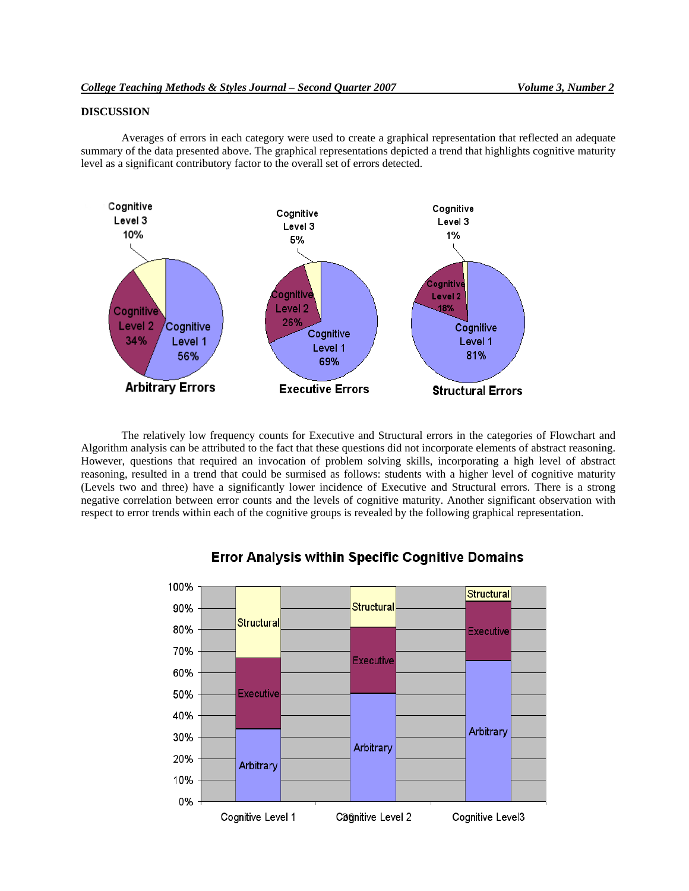## DISCUSSION

Averages of errors in each category were used to create a graphical representation that reflected an adequate summary of the data presented above. The graphical representations depicted a trend that highlights cognitive maturity level as a significant contributory factor to the overall set of errors detected.

The relatively low frequency counts for Executive and Structural errors in the categories of Flowchart and Algorithm analysis can be attributed to the fact that these questions did not incorporate elements of abstract reasoning. However, questions that required an invocation of problem solving skills, incorporating a high level of abstract reasoning, resulted in a trend that could be surmised as follows: students with a higher level of cognitive maturity (Levels two and three) have a significantly lower incidence of Executive and Structural errors. There is a strong negative correlation between error counts and the levels of cognitive maturity. Another significant observation with respect to error trends within each of the cognitive groups is revealed by the following graphical representation.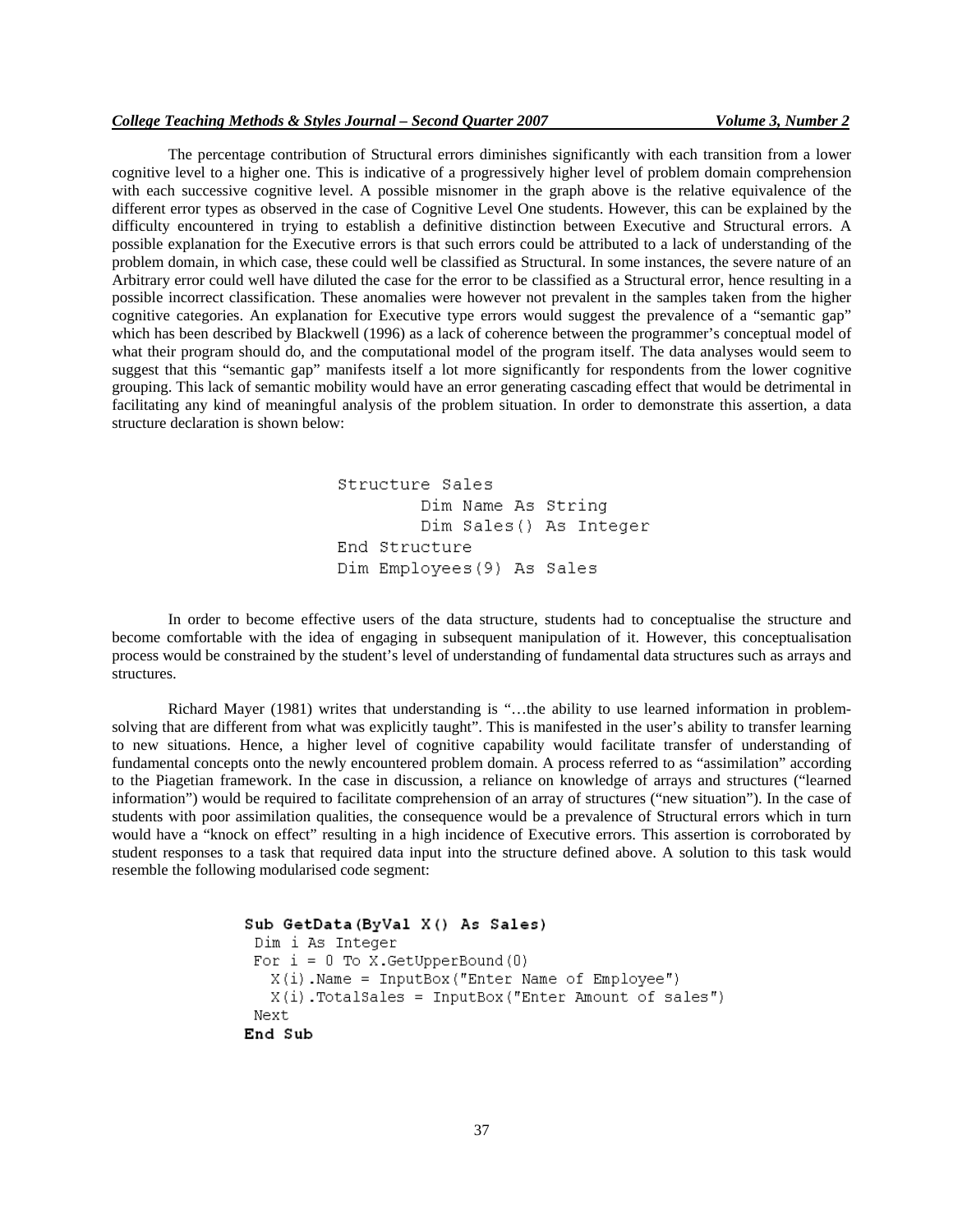The percentage contribution of Structural errors diminishes significantly with each transition from a lower cognitive level to a higher one. This is indicative of a progressively higher level of problem domain comprehension with each successive cognitive level. A possible misnomer in the graph above is the relative equivalence of the different error types as observed in the case of Cognitive Level One students. However, this can be explained by the difficulty encountered in trying to establish a definitive distinction between Executive and Structural errors. A possible explanation for the Executive errors is that such errors could be attributed to a lack of understanding of the problem domain, in which case, these could well be classified as Structural. In some instances, the severe nature of an Arbitrary error could well have diluted the case for the error to be classified as a Structural error, hence resulting in a possible incorrect classification. These anomalies were however not prevalent in the samples taken from the higher cognitive categories. An explanation for Executive type errors would suggest the prevalence of a "semantic gap" which has been described by Blackwell (1996) as a lack of coherence between the programmer's conceptual model of what their program should do, and the computational model of the program itself. The data analyses would seem to suggest that this "semantic gap" manifests itself a lot more significantly for respondents from the lower cognitive grouping. This lack of semantic mobility would have an error generating cascading effect that would be detrimental in facilitating any kind of meaningful analysis of the problem situation. In order to demonstrate this assertion, a data structure declaration is shown below:

```
Structure Sales
        Dim Name As String
        Dim Sales() As Integer
End Structure
Dim Employees(9) As Sales
```

In order to become effective users of the data structure, students had to conceptualise the structure and become comfortable with the idea of engaging in subsequent manipulation of it. However, this conceptualisation process would be constrained by the student's level of understanding of fundamental data structures such as arrays and structures.

Richard Mayer (1981) writes that understanding is "…the ability to use learned information in problem-solving that are different from what was explicitly taught". This is manifested in the user's ability to transfer learning to new situations. Hence, a higher level of cognitive capability would facilitate transfer of understanding of fundamental concepts onto the newly encountered problem domain. A process referred to as "assimilation" according to the Piagetian framework. In the case in discussion, a reliance on knowledge of arrays and structures ("learned information") would be required to facilitate comprehension of an array of structures ("new situation"). In the case of students with poor assimilation qualities, the consequence would be a prevalence of Structural errors which in turn would have a "knock on effect" resulting in a high incidence of Executive errors. This assertion is corroborated by student responses to a task that required data input into the structure defined above. A solution to this task would resemble the following modularised code segment:

```
Sub GetData(ByVal X() As Sales)
 Dim i As Integer
 For i = 0 To X.GetUpperBound(0)
   X(i).Name = InputBox("Enter Name of Employee")
   X(i).TotalSales = InputBox("Enter Amount of sales")
 Next
End Sub
```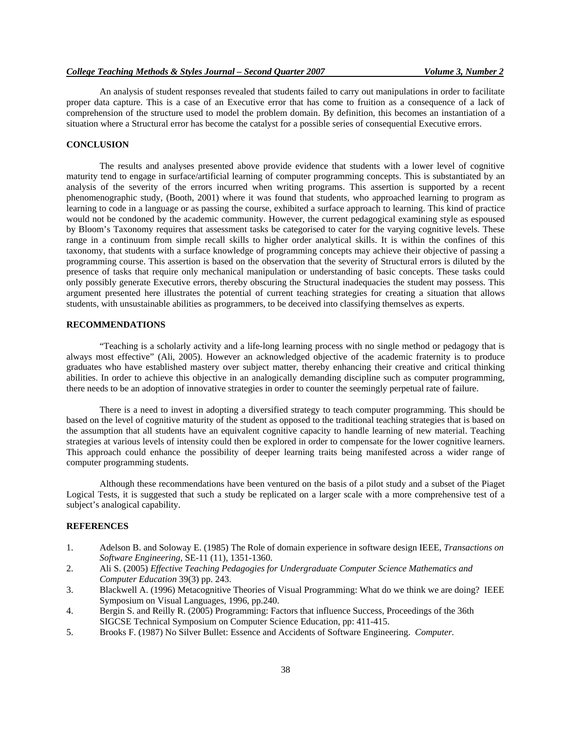An analysis of student responses revealed that students failed to carry out manipulations in order to facilitate proper data capture. This is a case of an Executive error that has come to fruition as a consequence of a lack of comprehension of the structure used to model the problem domain. By definition, this becomes an instantiation of a situation where a Structural error has become the catalyst for a possible series of consequential Executive errors.

## CONCLUSION

The results and analyses presented above provide evidence that students with a lower level of cognitive maturity tend to engage in surface/artificial learning of computer programming concepts. This is substantiated by an analysis of the severity of the errors incurred when writing programs. This assertion is supported by a recent phenomenographic study, (Booth, 2001) where it was found that students, who approached learning to program as learning to code in a language or as passing the course, exhibited a surface approach to learning. This kind of practice would not be condoned by the academic community. However, the current pedagogical examining style as espoused by Bloom's Taxonomy requires that assessment tasks be categorised to cater for the varying cognitive levels. These range in a continuum from simple recall skills to higher order analytical skills. It is within the confines of this taxonomy, that students with a surface knowledge of programming concepts may achieve their objective of passing a programming course. This assertion is based on the observation that the severity of Structural errors is diluted by the presence of tasks that require only mechanical manipulation or understanding of basic concepts. These tasks could only possibly generate Executive errors, thereby obscuring the Structural inadequacies the student may possess. This argument presented here illustrates the potential of current teaching strategies for creating a situation that allows students, with unsustainable abilities as programmers, to be deceived into classifying themselves as experts.

## RECOMMENDATIONS

"Teaching is a scholarly activity and a life-long learning process with no single method or pedagogy that is always most effective" (Ali, 2005). However an acknowledged objective of the academic fraternity is to produce graduates who have established mastery over subject matter, thereby enhancing their creative and critical thinking abilities. In order to achieve this objective in an analogically demanding discipline such as computer programming, there needs to be an adoption of innovative strategies in order to counter the seemingly perpetual rate of failure.

There is a need to invest in adopting a diversified strategy to teach computer programming. This should be based on the level of cognitive maturity of the student as opposed to the traditional teaching strategies that is based on the assumption that all students have an equivalent cognitive capacity to handle learning of new material. Teaching strategies at various levels of intensity could then be explored in order to compensate for the lower cognitive learners. This approach could enhance the possibility of deeper learning traits being manifested across a wider range of computer programming students.

Although these recommendations have been ventured on the basis of a pilot study and a subset of the Piaget Logical Tests, it is suggested that such a study be replicated on a larger scale with a more comprehensive test of a subject's analogical capability.

## REFERENCES

1. Adelson B. and Soloway E. (1985) The Role of domain experience in software design IEEE, *Transactions on Software Engineering*, SE-11 (11), 1351-1360.
2. Ali S. (2005) *Effective Teaching Pedagogies for Undergraduate Computer Science Mathematics and Computer Education* 39(3) pp. 243.
3. Blackwell A. (1996) Metacognitive Theories of Visual Programming: What do we think we are doing? IEEE Symposium on Visual Languages, 1996, pp.240.
4. Bergin S. and Reilly R. (2005) Programming: Factors that influence Success, Proceedings of the 36th SIGCSE Technical Symposium on Computer Science Education, pp: 411-415.
5. Brooks F. (1987) No Silver Bullet: Essence and Accidents of Software Engineering. *Computer.*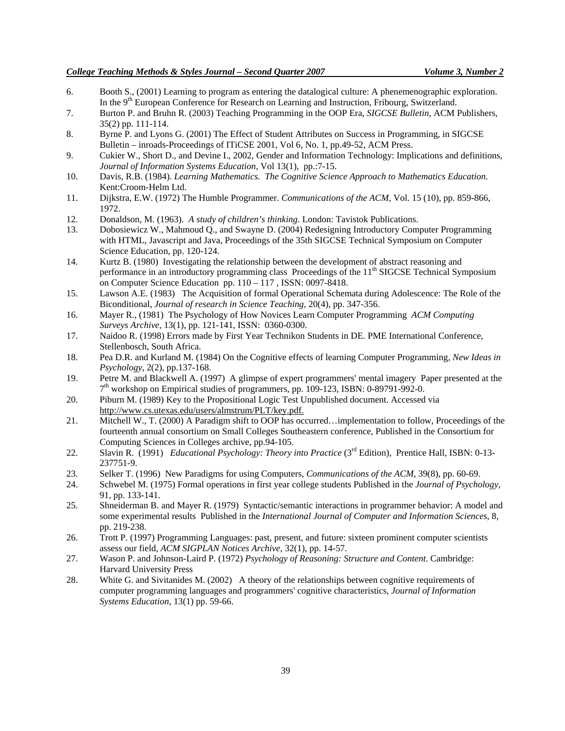6. Booth S., (2001) Learning to program as entering the datalogical culture: A phenemenographic exploration. In the 9th European Conference for Research on Learning and Instruction, Fribourg, Switzerland.
7. Burton P. and Bruhn R. (2003) Teaching Programming in the OOP Era, *SIGCSE Bulletin*, ACM Publishers, 35(2) pp. 111-114.
8. Byrne P. and Lyons G. (2001) The Effect of Student Attributes on Success in Programming, in SIGCSE Bulletin – inroads-Proceedings of ITiCSE 2001, Vol 6, No. 1, pp.49-52, ACM Press.
9. Cukier W., Short D., and Devine I., 2002, Gender and Information Technology: Implications and definitions, *Journal of Information Systems Education*, Vol 13(1), pp.:7-15.
10. Davis, R.B. (1984). *Learning Mathematics. The Cognitive Science Approach to Mathematics Education.* Kent:Croom-Helm Ltd.
11. Dijkstra, E.W. (1972) The Humble Programmer. *Communications of the ACM*, Vol. 15 (10), pp. 859-866, 1972.
12. Donaldson, M. (1963). *A study of children's thinking*. London: Tavistok Publications.
13. Dobosiewicz W., Mahmoud Q., and Swayne D. (2004) Redesigning Introductory Computer Programming with HTML, Javascript and Java, Proceedings of the 35th SIGCSE Technical Symposium on Computer Science Education, pp. 120-124.
14. Kurtz B. (1980) Investigating the relationship between the development of abstract reasoning and performance in an introductory programming class Proceedings of the 11th SIGCSE Technical Symposium on Computer Science Education pp. 110 – 117 , ISSN: 0097-8418.
15. Lawson A.E. (1983) The Acquisition of formal Operational Schemata during Adolescence: The Role of the Biconditional, *Journal of research in Science Teaching*, 20(4), pp. 347-356.
16. Mayer R., (1981) The Psychology of How Novices Learn Computer Programming *ACM Computing Surveys Archive*, 13(1), pp. 121-141, ISSN: 0360-0300.
17. Naidoo R. (1998) Errors made by First Year Technikon Students in DE. PME International Conference, Stellenbosch, South Africa.
18. Pea D.R. and Kurland M. (1984) On the Cognitive effects of learning Computer Programming, *New Ideas in Psychology*, 2(2), pp.137-168.
19. Petre M. and Blackwell A. (1997) A glimpse of expert programmers' mental imagery Paper presented at the 7th workshop on Empirical studies of programmers, pp. 109-123, ISBN: 0-89791-992-0.
20. Piburn M. (1989) Key to the Propositional Logic Test Unpublished document. Accessed via http://www.cs.utexas.edu/users/almstrum/PLT/key.pdf.
21. Mitchell W., T. (2000) A Paradigm shift to OOP has occurred…implementation to follow, Proceedings of the fourteenth annual consortium on Small Colleges Southeastern conference, Published in the Consortium for Computing Sciences in Colleges archive, pp.94-105.
22. Slavin R. (1991) *Educational Psychology: Theory into Practice* (3rd Edition), Prentice Hall, ISBN: 0-13-237751-9.
23. Selker T. (1996) New Paradigms for using Computers, *Communications of the ACM*, 39(8), pp. 60-69.
24. Schwebel M. (1975) Formal operations in first year college students Published in the *Journal of Psychology*, 91, pp. 133-141.
25. Shneiderman B. and Mayer R. (1979) Syntactic/semantic interactions in programmer behavior: A model and some experimental results Published in the *International Journal of Computer and Information Sciences*, 8, pp. 219-238.
26. Trott P. (1997) Programming Languages: past, present, and future: sixteen prominent computer scientists assess our field, *ACM SIGPLAN Notices Archive*, 32(1), pp. 14-57.
27. Wason P. and Johnson-Laird P. (1972) *Psychology of Reasoning: Structure and Content*. Cambridge: Harvard University Press
28. White G. and Sivitanides M. (2002) A theory of the relationships between cognitive requirements of computer programming languages and programmers' cognitive characteristics, *Journal of Information Systems Education*, 13(1) pp. 59-66.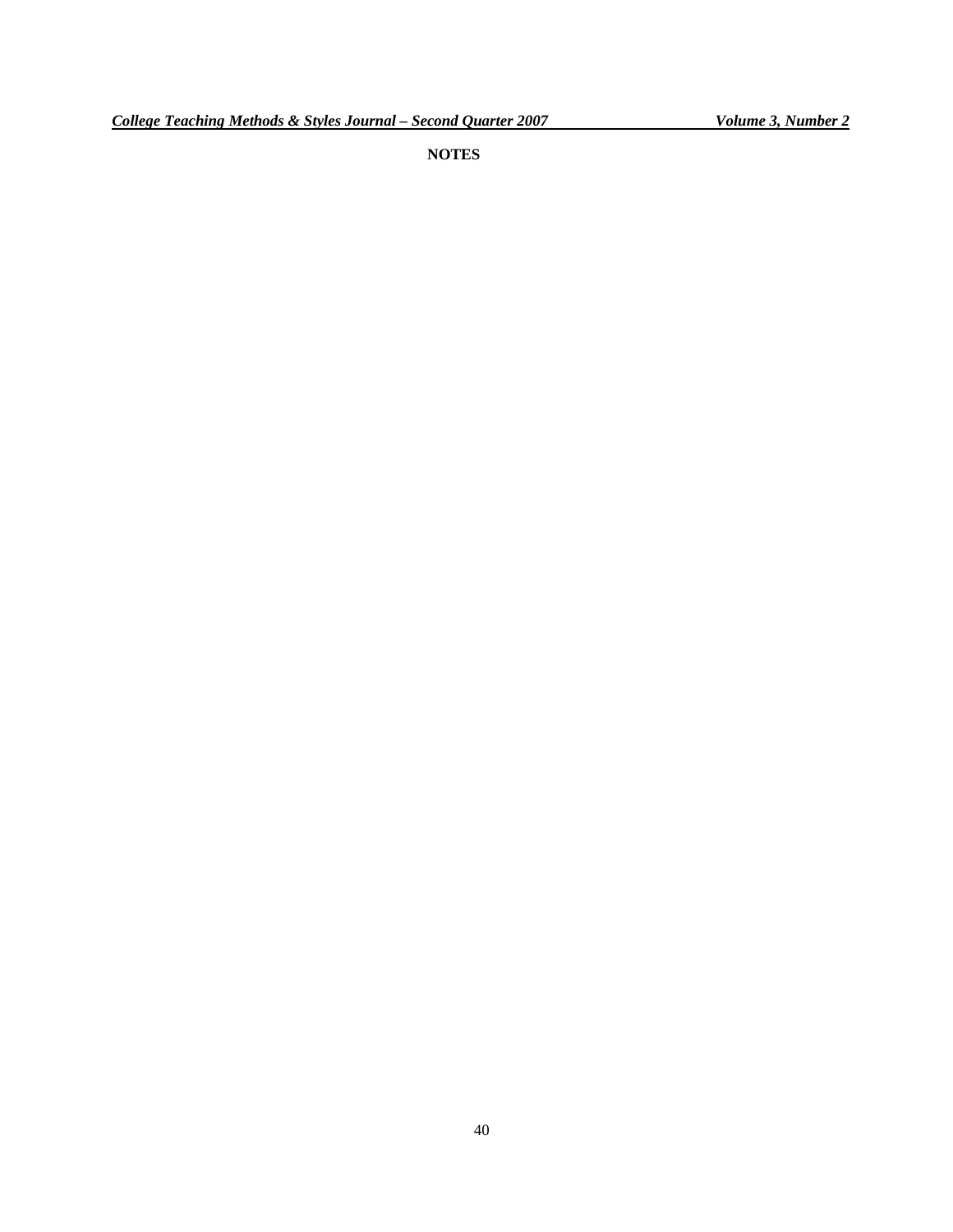**NOTES**